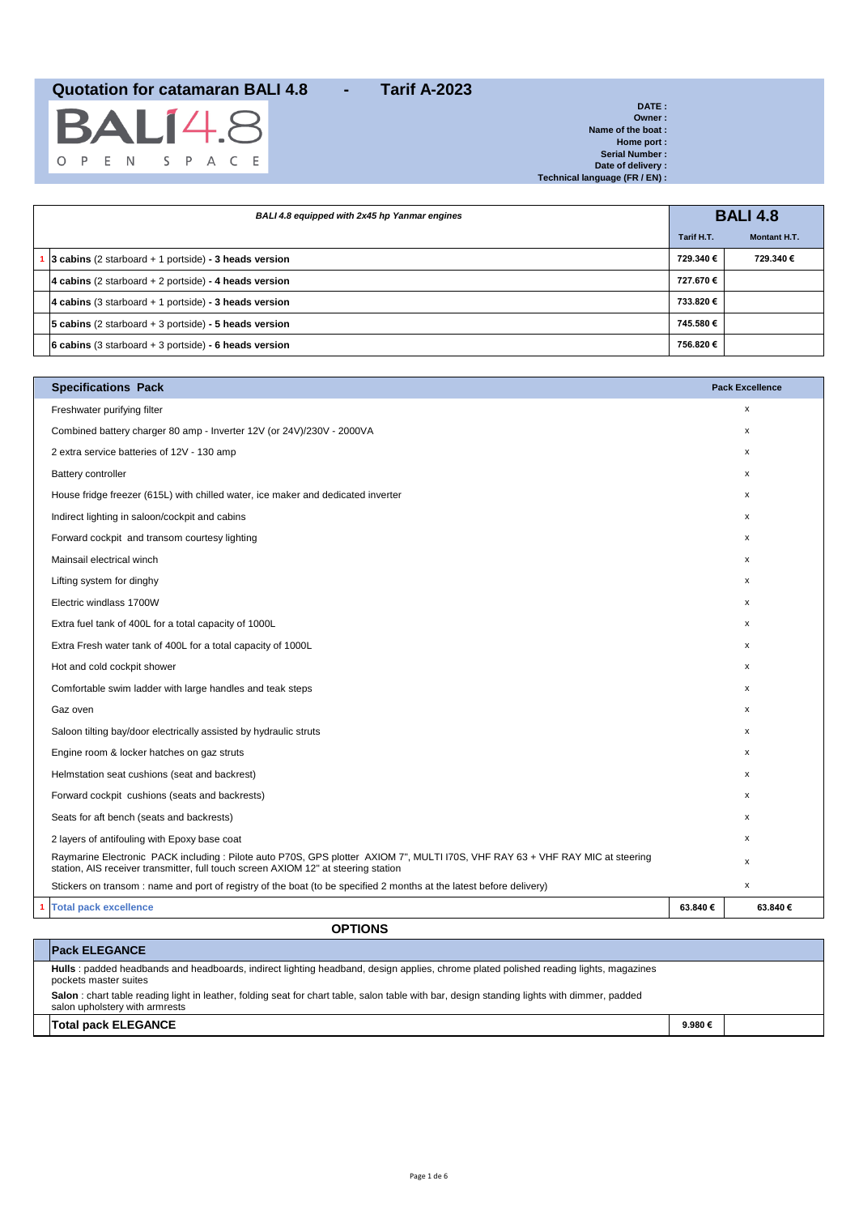# Quotation for catamaran BALI 4.8 - Tarif A-2023

BALI 4.8

OPEN SPACE

**DATE :**
**Owner :**
**Name of the boat :**
**Home port :**
**Serial Number :**
**Date of delivery :**
**Technical language (FR / EN) :**

| | *BALI 4.8 equipped with 2x45 hp Yanmar engines* | BALI 4.8 | |
|---|---|---|---|
| | | Tarif H.T. | Montant H.T. |
| 1 | **3 cabins** (2 starboard + 1 portside) **- 3 heads version** | 729.340 € | 729.340 € |
| | **4 cabins** (2 starboard + 2 portside) **- 4 heads version** | 727.670 € | |
| | **4 cabins** (3 starboard + 1 portside) **- 3 heads version** | 733.820 € | |
| | **5 cabins** (2 starboard + 3 portside) **- 5 heads version** | 745.580 € | |
| | **6 cabins** (3 starboard + 3 portside) **- 6 heads version** | 756.820 € | |

| | Specifications Pack | Pack Excellence | |
|---|---|---|---|
| | Freshwater purifying filter | x | |
| | Combined battery charger 80 amp - Inverter 12V (or 24V)/230V - 2000VA | x | |
| | 2 extra service batteries of 12V - 130 amp | x | |
| | Battery controller | x | |
| | House fridge freezer (615L) with chilled water, ice maker and dedicated inverter | x | |
| | Indirect lighting in saloon/cockpit and cabins | x | |
| | Forward cockpit and transom courtesy lighting | x | |
| | Mainsail electrical winch | x | |
| | Lifting system for dinghy | x | |
| | Electric windlass 1700W | x | |
| | Extra fuel tank of 400L for a total capacity of 1000L | x | |
| | Extra Fresh water tank of 400L for a total capacity of 1000L | x | |
| | Hot and cold cockpit shower | x | |
| | Comfortable swim ladder with large handles and teak steps | x | |
| | Gaz oven | x | |
| | Saloon tilting bay/door electrically assisted by hydraulic struts | x | |
| | Engine room & locker hatches on gaz struts | x | |
| | Helmstation seat cushions (seat and backrest) | x | |
| | Forward cockpit cushions (seats and backrests) | x | |
| | Seats for aft bench (seats and backrests) | x | |
| | 2 layers of antifouling with Epoxy base coat | x | |
| | Raymarine Electronic PACK including : Pilote auto P70S, GPS plotter AXIOM 7", MULTI I70S, VHF RAY 63 + VHF RAY MIC at steering station, AIS receiver transmitter, full touch screen AXIOM 12" at steering station | x | |
| | Stickers on transom : name and port of registry of the boat (to be specified 2 months at the latest before delivery) | x | |
| 1 | **Total pack excellence** | 63.840 € | 63.840 € |

## OPTIONS

| | Pack ELEGANCE | | |
|---|---|---|---|
| | **Hulls** : padded headbands and headboards, indirect lighting headband, design applies, chrome plated polished reading lights, magazines pockets master suites | | |
| | **Salon** : chart table reading light in leather, folding seat for chart table, salon table with bar, design standing lights with dimmer, padded salon upholstery with armrests | | |
| | **Total pack ELEGANCE** | 9.980 € | |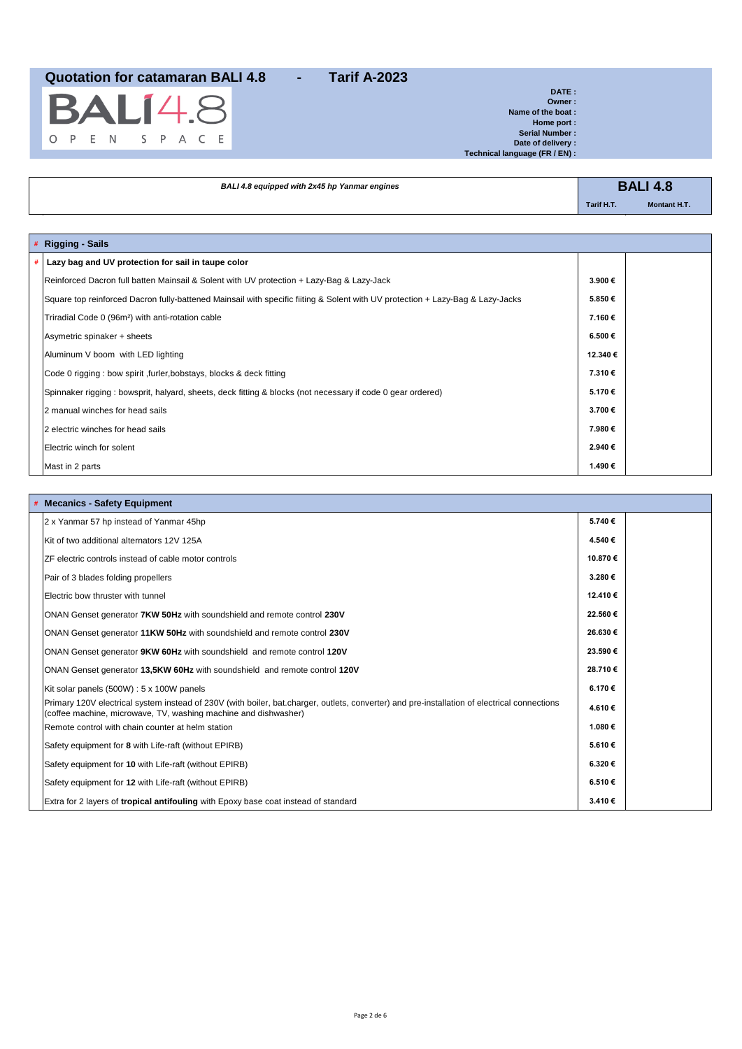## Quotation for catamaran BALI 4.8 - Tarif A-2023

BALI4.8

OPEN SPACE

**DATE :**
**Owner :**
**Name of the boat :**
**Home port :**
**Serial Number :**
**Date of delivery :**
**Technical language (FR / EN) :**

| ***BALI 4.8 equipped with 2x45 hp Yanmar engines*** | **BALI 4.8** | |
|---|---|---|
| | **Tarif H.T.** | **Montant H.T.** |

| # **Rigging - Sails** | | |
|---|---|---|
| # **Lazy bag and UV protection for sail in taupe color** | | |
| Reinforced Dacron full batten Mainsail & Solent with UV protection + Lazy-Bag & Lazy-Jack | **3.900 €** | |
| Square top reinforced Dacron fully-battened Mainsail with specific fiiting & Solent with UV protection + Lazy-Bag & Lazy-Jacks | **5.850 €** | |
| Triradial Code 0 (96m²) with anti-rotation cable | **7.160 €** | |
| Asymetric spinaker + sheets | **6.500 €** | |
| Aluminum V boom with LED lighting | **12.340 €** | |
| Code 0 rigging : bow spirit ,furler,bobstays, blocks & deck fitting | **7.310 €** | |
| Spinnaker rigging : bowsprit, halyard, sheets, deck fitting & blocks (not necessary if code 0 gear ordered) | **5.170 €** | |
| 2 manual winches for head sails | **3.700 €** | |
| 2 electric winches for head sails | **7.980 €** | |
| Electric winch for solent | **2.940 €** | |
| Mast in 2 parts | **1.490 €** | |

| # **Mecanics - Safety Equipment** | | |
|---|---|---|
| 2 x Yanmar 57 hp instead of Yanmar 45hp | **5.740 €** | |
| Kit of two additional alternators 12V 125A | **4.540 €** | |
| ZF electric controls instead of cable motor controls | **10.870 €** | |
| Pair of 3 blades folding propellers | **3.280 €** | |
| Electric bow thruster with tunnel | **12.410 €** | |
| ONAN Genset generator **7KW 50Hz** with soundshield and remote control **230V** | **22.560 €** | |
| ONAN Genset generator **11KW 50Hz** with soundshield and remote control **230V** | **26.630 €** | |
| ONAN Genset generator **9KW 60Hz** with soundshield and remote control **120V** | **23.590 €** | |
| ONAN Genset generator **13,5KW 60Hz** with soundshield and remote control **120V** | **28.710 €** | |
| Kit solar panels (500W) : 5 x 100W panels | **6.170 €** | |
| Primary 120V electrical system instead of 230V (with boiler, bat.charger, outlets, converter) and pre-installation of electrical connections (coffee machine, microwave, TV, washing machine and dishwasher) | **4.610 €** | |
| Remote control with chain counter at helm station | **1.080 €** | |
| Safety equipment for **8** with Life-raft (without EPIRB) | **5.610 €** | |
| Safety equipment for **10** with Life-raft (without EPIRB) | **6.320 €** | |
| Safety equipment for **12** with Life-raft (without EPIRB) | **6.510 €** | |
| Extra for 2 layers of **tropical antifouling** with Epoxy base coat instead of standard | **3.410 €** | |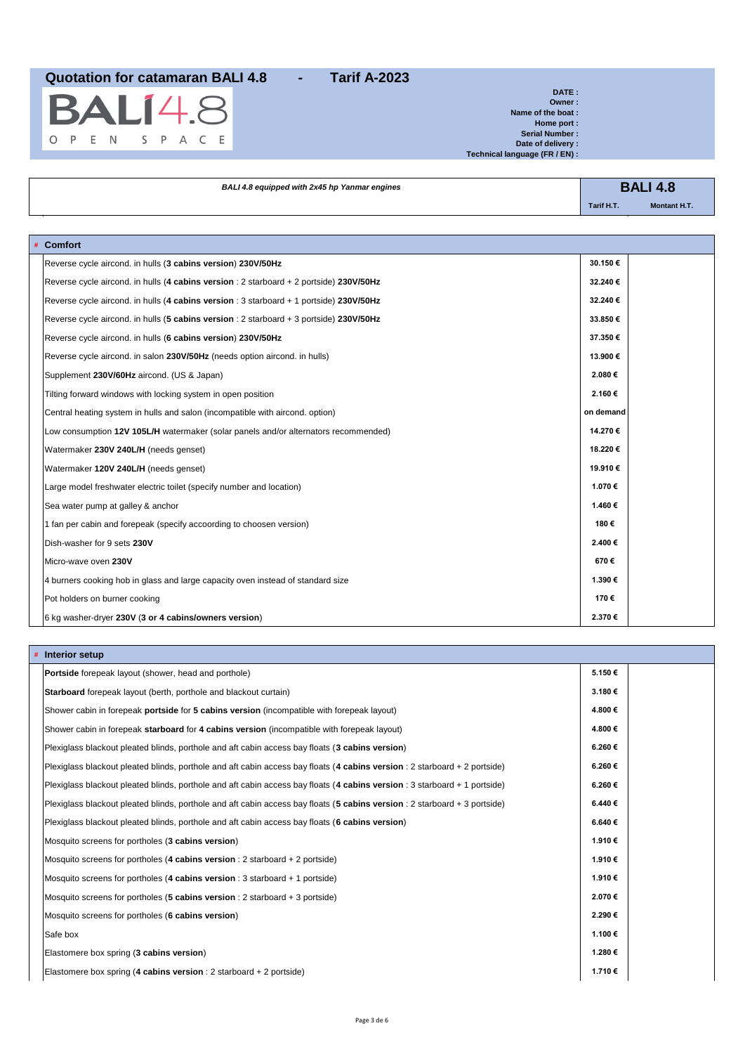# Quotation for catamaran BALI 4.8 - Tarif A-2023

BALI4.8
OPEN SPACE

**DATE :**
**Owner :**
**Name of the boat :**
**Home port :**
**Serial Number :**
**Date of delivery :**
**Technical language (FR / EN) :**

| *BALI 4.8 equipped with 2x45 hp Yanmar engines* | **BALI 4.8** | |
|---|---|---|
| | **Tarif H.T.** | **Montant H.T.** |

| # Comfort | | |
|---|---|---|
| Reverse cycle aircond. in hulls (**3 cabins version**) **230V/50Hz** | 30.150 € | |
| Reverse cycle aircond. in hulls (**4 cabins version** : 2 starboard + 2 portside) **230V/50Hz** | 32.240 € | |
| Reverse cycle aircond. in hulls (**4 cabins version** : 3 starboard + 1 portside) **230V/50Hz** | 32.240 € | |
| Reverse cycle aircond. in hulls (**5 cabins version** : 2 starboard + 3 portside) **230V/50Hz** | 33.850 € | |
| Reverse cycle aircond. in hulls (**6 cabins version**) **230V/50Hz** | 37.350 € | |
| Reverse cycle aircond. in salon **230V/50Hz** (needs option aircond. in hulls) | 13.900 € | |
| Supplement **230V/60Hz** aircond. (US & Japan) | 2.080 € | |
| Tilting forward windows with locking system in open position | 2.160 € | |
| Central heating system in hulls and salon (incompatible with aircond. option) | on demand | |
| Low consumption **12V 105L/H** watermaker (solar panels and/or alternators recommended) | 14.270 € | |
| Watermaker **230V 240L/H** (needs genset) | 18.220 € | |
| Watermaker **120V 240L/H** (needs genset) | 19.910 € | |
| Large model freshwater electric toilet (specify number and location) | 1.070 € | |
| Sea water pump at galley & anchor | 1.460 € | |
| 1 fan per cabin and forepeak (specify accoording to choosen version) | 180 € | |
| Dish-washer for 9 sets **230V** | 2.400 € | |
| Micro-wave oven **230V** | 670 € | |
| 4 burners cooking hob in glass and large capacity oven instead of standard size | 1.390 € | |
| Pot holders on burner cooking | 170 € | |
| 6 kg washer-dryer **230V** (**3 or 4 cabins/owners version**) | 2.370 € | |

| # Interior setup | | |
|---|---|---|
| **Portside** forepeak layout (shower, head and porthole) | 5.150 € | |
| **Starboard** forepeak layout (berth, porthole and blackout curtain) | 3.180 € | |
| Shower cabin in forepeak **portside** for **5 cabins version** (incompatible with forepeak layout) | 4.800 € | |
| Shower cabin in forepeak **starboard** for **4 cabins version** (incompatible with forepeak layout) | 4.800 € | |
| Plexiglass blackout pleated blinds, porthole and aft cabin access bay floats (**3 cabins version**) | 6.260 € | |
| Plexiglass blackout pleated blinds, porthole and aft cabin access bay floats (**4 cabins version** : 2 starboard + 2 portside) | 6.260 € | |
| Plexiglass blackout pleated blinds, porthole and aft cabin access bay floats (**4 cabins version** : 3 starboard + 1 portside) | 6.260 € | |
| Plexiglass blackout pleated blinds, porthole and aft cabin access bay floats (**5 cabins version** : 2 starboard + 3 portside) | 6.440 € | |
| Plexiglass blackout pleated blinds, porthole and aft cabin access bay floats (**6 cabins version**) | 6.640 € | |
| Mosquito screens for portholes (**3 cabins version**) | 1.910 € | |
| Mosquito screens for portholes (**4 cabins version** : 2 starboard + 2 portside) | 1.910 € | |
| Mosquito screens for portholes (**4 cabins version** : 3 starboard + 1 portside) | 1.910 € | |
| Mosquito screens for portholes (**5 cabins version** : 2 starboard + 3 portside) | 2.070 € | |
| Mosquito screens for portholes (**6 cabins version**) | 2.290 € | |
| Safe box | 1.100 € | |
| Elastomere box spring (**3 cabins version**) | 1.280 € | |
| Elastomere box spring (**4 cabins version** : 2 starboard + 2 portside) | 1.710 € | |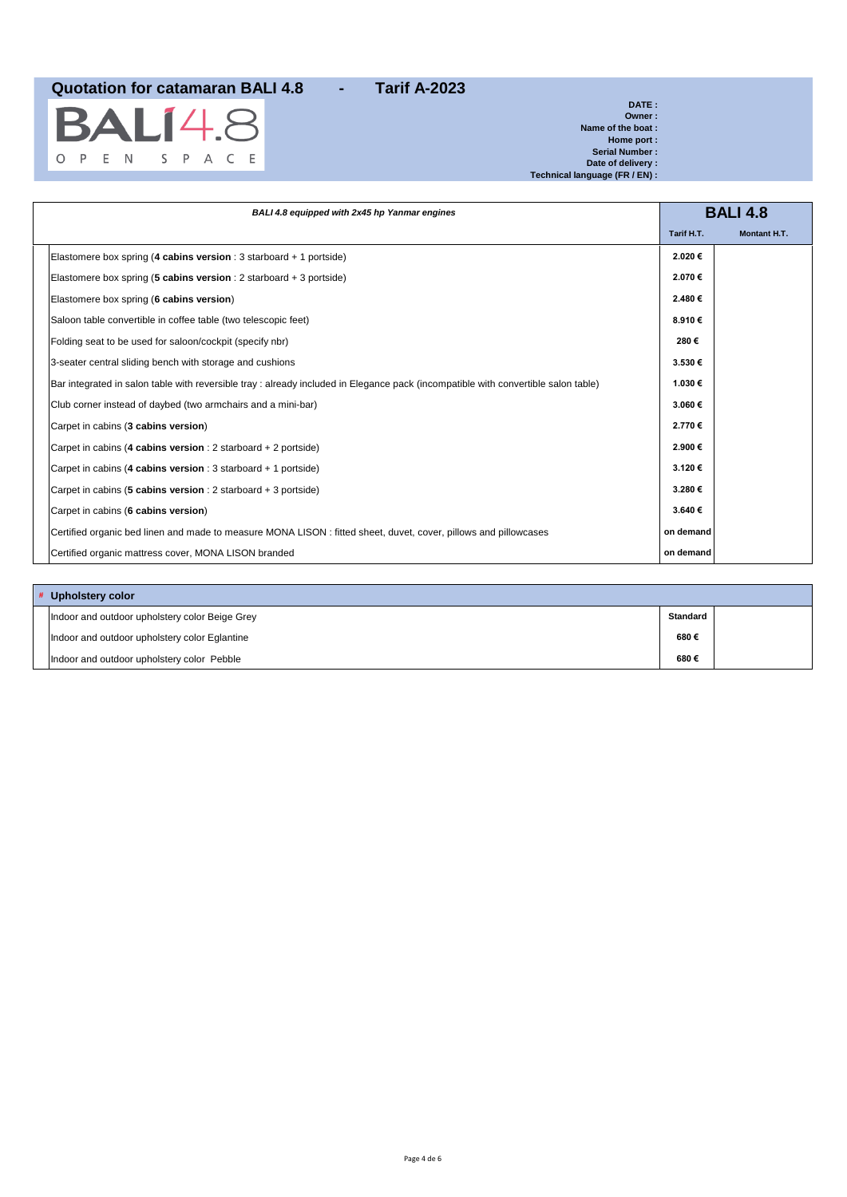# Quotation for catamaran BALI 4.8 - Tarif A-2023

BALI 4.8 OPEN SPACE

**DATE :**
**Owner :**
**Name of the boat :**
**Home port :**
**Serial Number :**
**Date of delivery :**
**Technical language (FR / EN) :**

| *BALI 4.8 equipped with 2x45 hp Yanmar engines* | **BALI 4.8** | |
|---|---|---|
| | **Tarif H.T.** | **Montant H.T.** |
| Elastomere box spring (**4 cabins version** : 3 starboard + 1 portside) | **2.020 €** | |
| Elastomere box spring (**5 cabins version** : 2 starboard + 3 portside) | **2.070 €** | |
| Elastomere box spring (**6 cabins version**) | **2.480 €** | |
| Saloon table convertible in coffee table (two telescopic feet) | **8.910 €** | |
| Folding seat to be used for saloon/cockpit (specify nbr) | **280 €** | |
| 3-seater central sliding bench with storage and cushions | **3.530 €** | |
| Bar integrated in salon table with reversible tray : already included in Elegance pack (incompatible with convertible salon table) | **1.030 €** | |
| Club corner instead of daybed (two armchairs and a mini-bar) | **3.060 €** | |
| Carpet in cabins (**3 cabins version**) | **2.770 €** | |
| Carpet in cabins (**4 cabins version** : 2 starboard + 2 portside) | **2.900 €** | |
| Carpet in cabins (**4 cabins version** : 3 starboard + 1 portside) | **3.120 €** | |
| Carpet in cabins (**5 cabins version** : 2 starboard + 3 portside) | **3.280 €** | |
| Carpet in cabins (**6 cabins version**) | **3.640 €** | |
| Certified organic bed linen and made to measure MONA LISON : fitted sheet, duvet, cover, pillows and pillowcases | **on demand** | |
| Certified organic mattress cover, MONA LISON branded | **on demand** | |

| # **Upholstery color** | | |
|---|---|---|
| Indoor and outdoor upholstery color Beige Grey | **Standard** | |
| Indoor and outdoor upholstery color Eglantine | **680 €** | |
| Indoor and outdoor upholstery color Pebble | **680 €** | |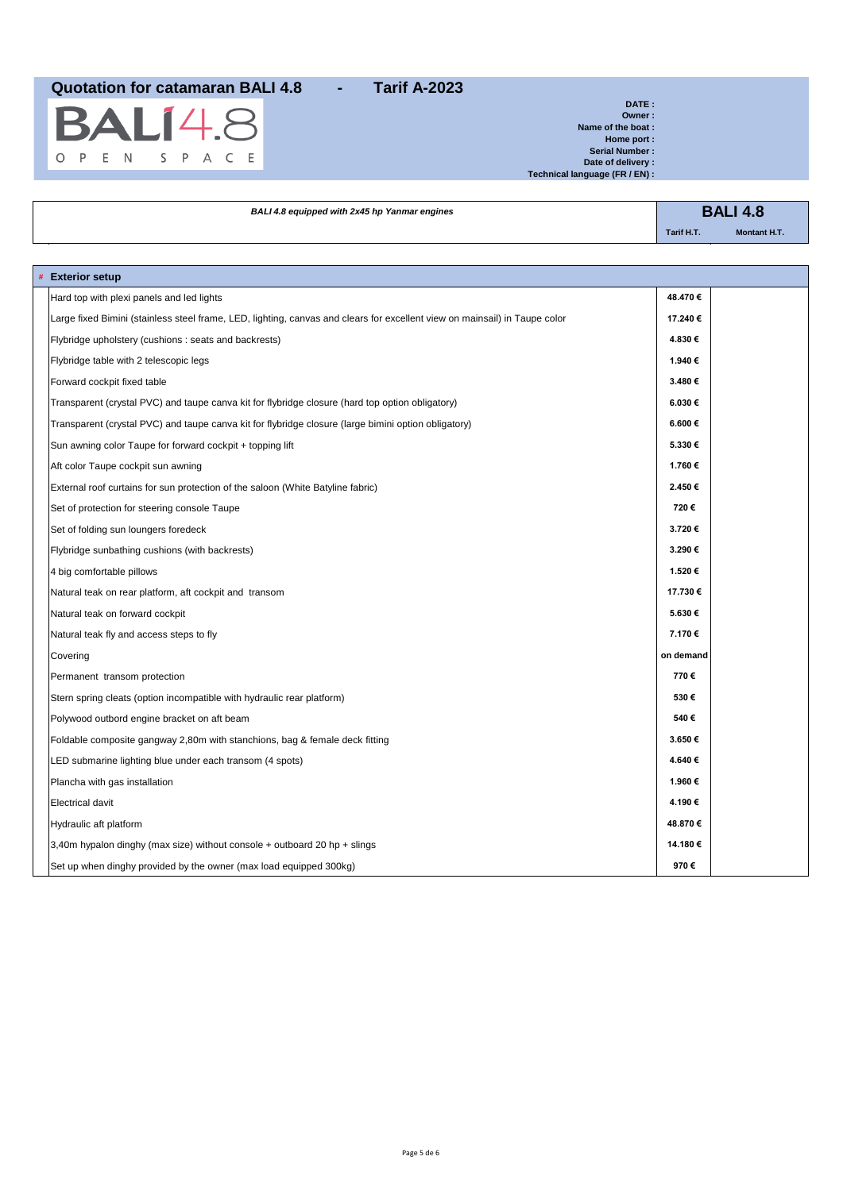# Quotation for catamaran BALI 4.8 - Tarif A-2023

BALI 4.8
OPEN SPACE

**DATE :**
**Owner :**
**Name of the boat :**
**Home port :**
**Serial Number :**
**Date of delivery :**
**Technical language (FR / EN) :**

| *BALI 4.8 equipped with 2x45 hp Yanmar engines* | **BALI 4.8** | |
|---|---|---|
| | **Tarif H.T.** | **Montant H.T.** |

| # Exterior setup | | |
|---|---|---|
| Hard top with plexi panels and led lights | 48.470 € | |
| Large fixed Bimini (stainless steel frame, LED, lighting, canvas and clears for excellent view on mainsail) in Taupe color | 17.240 € | |
| Flybridge upholstery (cushions : seats and backrests) | 4.830 € | |
| Flybridge table with 2 telescopic legs | 1.940 € | |
| Forward cockpit fixed table | 3.480 € | |
| Transparent (crystal PVC) and taupe canva kit for flybridge closure (hard top option obligatory) | 6.030 € | |
| Transparent (crystal PVC) and taupe canva kit for flybridge closure (large bimini option obligatory) | 6.600 € | |
| Sun awning color Taupe for forward cockpit + topping lift | 5.330 € | |
| Aft color Taupe cockpit sun awning | 1.760 € | |
| External roof curtains for sun protection of the saloon (White Batyline fabric) | 2.450 € | |
| Set of protection for steering console Taupe | 720 € | |
| Set of folding sun loungers foredeck | 3.720 € | |
| Flybridge sunbathing cushions (with backrests) | 3.290 € | |
| 4 big comfortable pillows | 1.520 € | |
| Natural teak on rear platform, aft cockpit and transom | 17.730 € | |
| Natural teak on forward cockpit | 5.630 € | |
| Natural teak fly and access steps to fly | 7.170 € | |
| Covering | on demand | |
| Permanent transom protection | 770 € | |
| Stern spring cleats (option incompatible with hydraulic rear platform) | 530 € | |
| Polywood outbord engine bracket on aft beam | 540 € | |
| Foldable composite gangway 2,80m with stanchions, bag & female deck fitting | 3.650 € | |
| LED submarine lighting blue under each transom (4 spots) | 4.640 € | |
| Plancha with gas installation | 1.960 € | |
| Electrical davit | 4.190 € | |
| Hydraulic aft platform | 48.870 € | |
| 3,40m hypalon dinghy (max size) without console + outboard 20 hp + slings | 14.180 € | |
| Set up when dinghy provided by the owner (max load equipped 300kg) | 970 € | |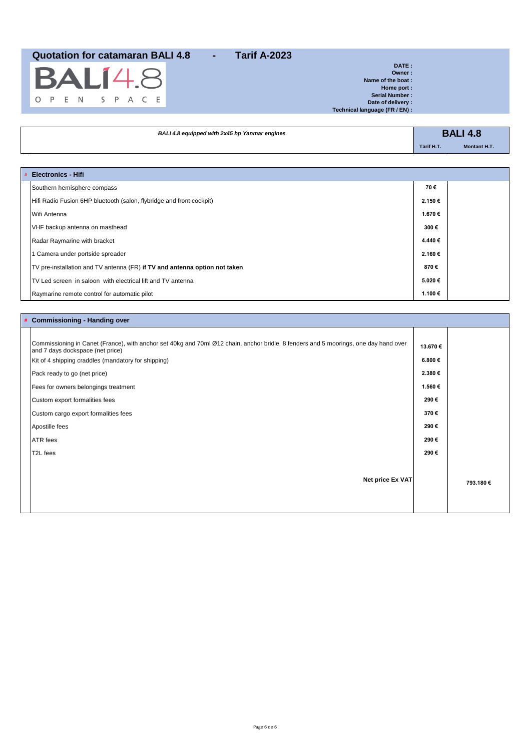# Quotation for catamaran BALI 4.8 - Tarif A-2023

BALI4.8

OPEN SPACE

**DATE :**
**Owner :**
**Name of the boat :**
**Home port :**
**Serial Number :**
**Date of delivery :**
**Technical language (FR / EN) :**

| ***BALI 4.8 equipped with 2x45 hp Yanmar engines*** | **BALI 4.8** | |
|---|---|---|
| | **Tarif H.T.** | **Montant H.T.** |

| # Electronics - Hifi | | |
|---|---|---|
| Southern hemisphere compass | 70 € | |
| Hifi Radio Fusion 6HP bluetooth (salon, flybridge and front cockpit) | 2.150 € | |
| Wifi Antenna | 1.670 € | |
| VHF backup antenna on masthead | 300 € | |
| Radar Raymarine with bracket | 4.440 € | |
| 1 Camera under portside spreader | 2.160 € | |
| TV pre-installation and TV antenna (FR) **if TV and antenna option not taken** | 870 € | |
| TV Led screen in saloon with electrical lift and TV antenna | 5.020 € | |
| Raymarine remote control for automatic pilot | 1.100 € | |

| # Commissioning - Handing over | | |
|---|---|---|
| Commissioning in Canet (France), with anchor set 40kg and 70ml Ø12 chain, anchor bridle, 8 fenders and 5 moorings, one day hand over and 7 days dockspace (net price) | 13.670 € | |
| Kit of 4 shipping craddles (mandatory for shipping) | 6.800 € | |
| Pack ready to go (net price) | 2.380 € | |
| Fees for owners belongings treatment | 1.560 € | |
| Custom export formalities fees | 290 € | |
| Custom cargo export formalities fees | 370 € | |
| Apostille fees | 290 € | |
| ATR fees | 290 € | |
| T2L fees | 290 € | |
| **Net price Ex VAT** | | 793.180 € |